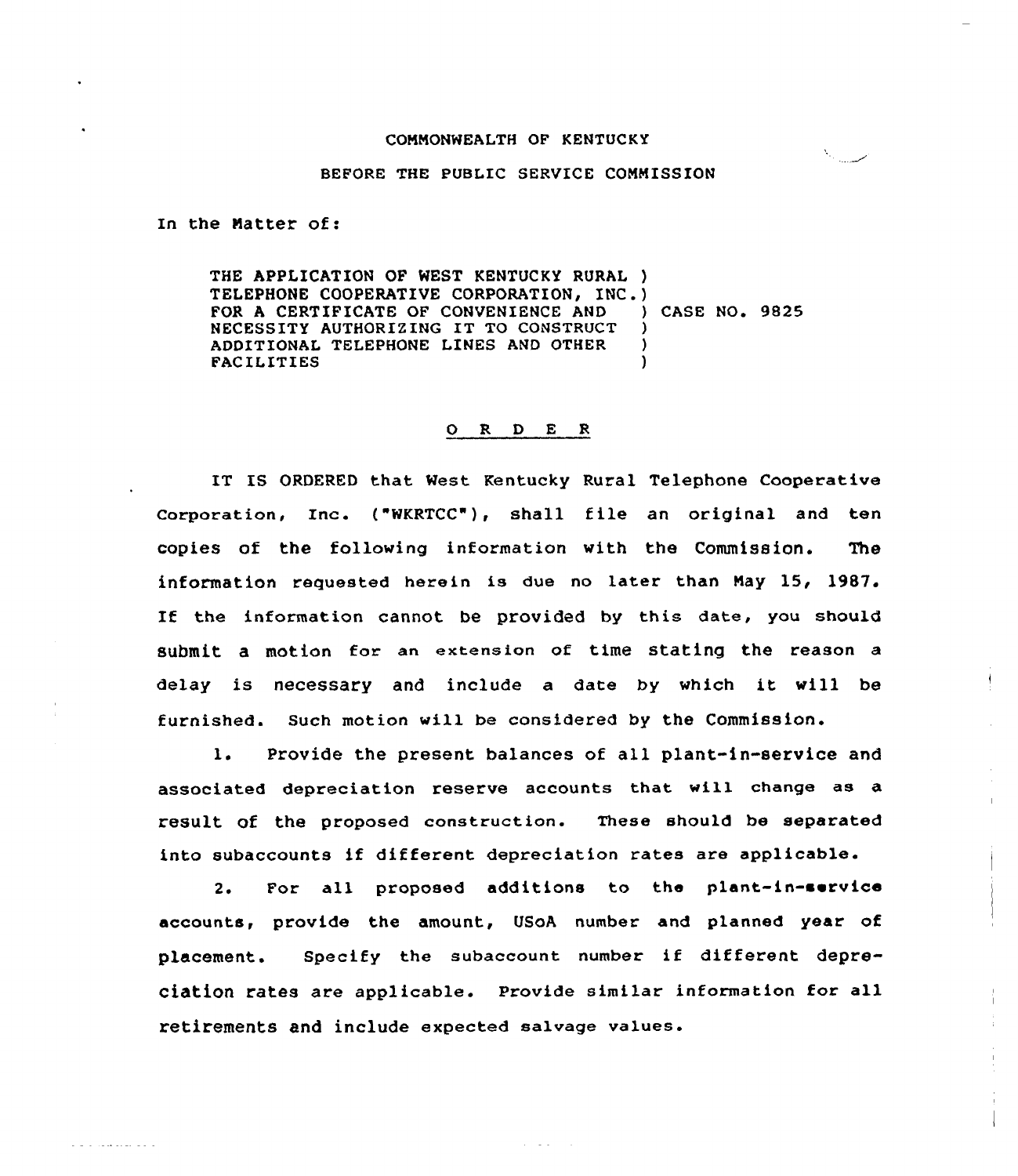COMMONWEALTH OF KENTUCKY

BEFORE THE PUBLIC SERVICE COMMISSION

In the Matter of:

| | | |
|---|---|---|
| THE APPLICATION OF WEST KENTUCKY RURAL TELEPHONE COOPERATIVE CORPORATION, INC. FOR A CERTIFICATE OF CONVENIENCE AND NECESSITY AUTHORIZING IT TO CONSTRUCT ADDITIONAL TELEPHONE LINES AND OTHER FACILITIES | ) | CASE NO. 9825 |

## O R D E R

IT IS ORDERED that West Kentucky Rural Telephone Cooperative Corporation, Inc. ("WKRTCC"), shall file an original and ten copies of the following information with the Commission. The information requested herein is due no later than May 15, 1987. If the information cannot be provided by this date, you should submit a motion for an extension of time stating the reason a delay is necessary and include a date by which it will be furnished. Such motion will be considered by the Commission.

1. Provide the present balances of all plant-in-service and associated depreciation reserve accounts that will change as a result of the proposed construction. These should be separated into subaccounts if different depreciation rates are applicable.

2. For all proposed additions to the plant-in-service accounts, provide the amount, USoA number and planned year of placement. Specify the subaccount number if different depreciation rates are applicable. Provide similar information for all retirements and include expected salvage values.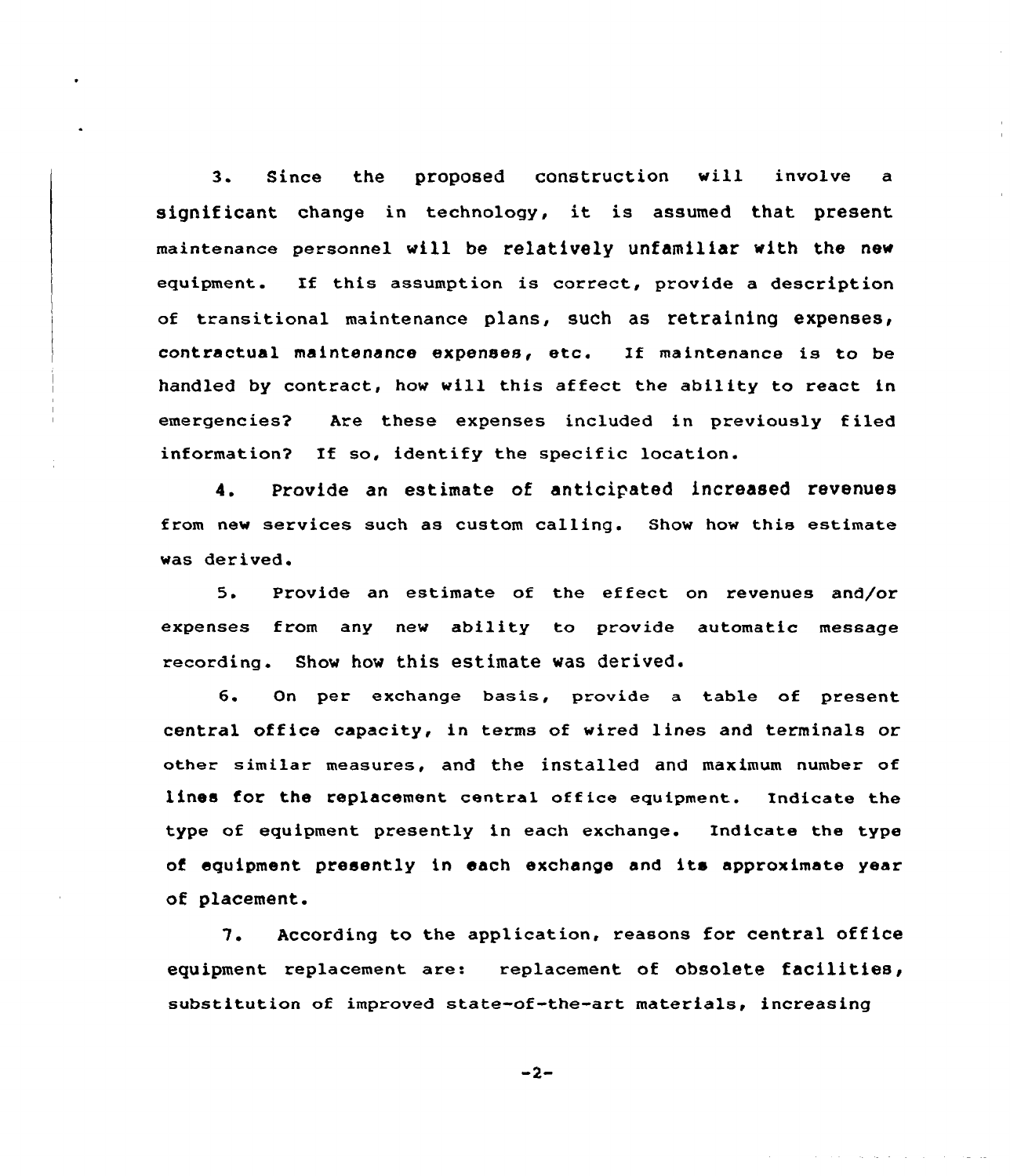3. Since the proposed construction will involve a significant change in technology, it is assumed that present maintenance personnel will be relatively unfamiliar with the new equipment. If this assumption is correct, provide a description of transitional maintenance plans, such as retraining expenses, contractual maintenance expenses, etc. If maintenance is to be handled by contract, how will this affect the ability to react in emergencies? Are these expenses included in previously filed information? If so, identify the specific location.

4. Provide an estimate of anticipated increased revenues from new services such as custom calling. Show how this estimate was derived.

5. Provide an estimate of the effect on revenues and/or expenses from any new ability to provide automatic message recording. Show how this estimate was derived.

6. On per exchange basis, provide a table of present central office capacity, in terms of wired lines and terminals or other similar measures, and the installed and maximum number of lines for the replacement central office equipment. Indicate the type of equipment presently in each exchange. Indicate the type of equipment presently in each exchange and its approximate year of placement.

7. According to the application, reasons for central office equipment replacement are: replacement of obsolete facilities, substitution of improved state-of-the-art materials, increasing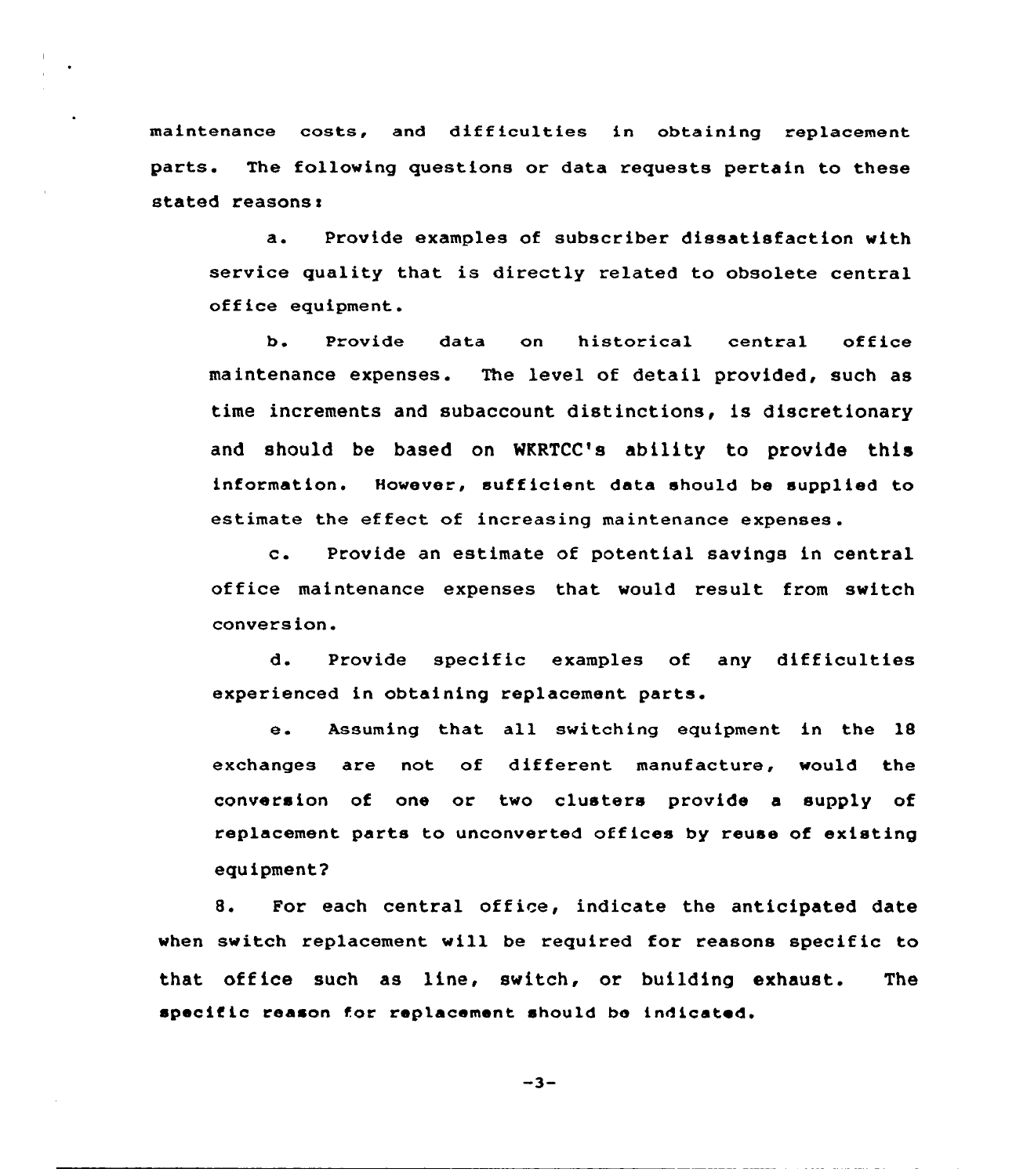maintenance costs, and difficulties in obtaining replacement parts. The following questions or data requests pertain to these stated reasons:

a. Provide examples of subscriber dissatisfaction with service quality that is directly related to obsolete central office equipment.

b. Provide data on historical central office maintenance expenses. The level of detail provided, such as time increments and subaccount distinctions, is discretionary and should be based on WKRTCC's ability to provide this information. However, sufficient data should be supplied to estimate the effect of increasing maintenance expenses.

c. Provide an estimate of potential savings in central office maintenance expenses that would result from switch conversion.

d. Provide specific examples of any difficulties experienced in obtaining replacement parts.

e. Assuming that all switching equipment in the 18 exchanges are not of different manufacture, would the conversion of one or two clusters provide a supply of replacement parts to unconverted offices by reuse of existing equipment?

8. For each central office, indicate the anticipated date when switch replacement will be required for reasons specific to that office such as line, switch, or building exhaust. The specific reason for replacement should be indicated.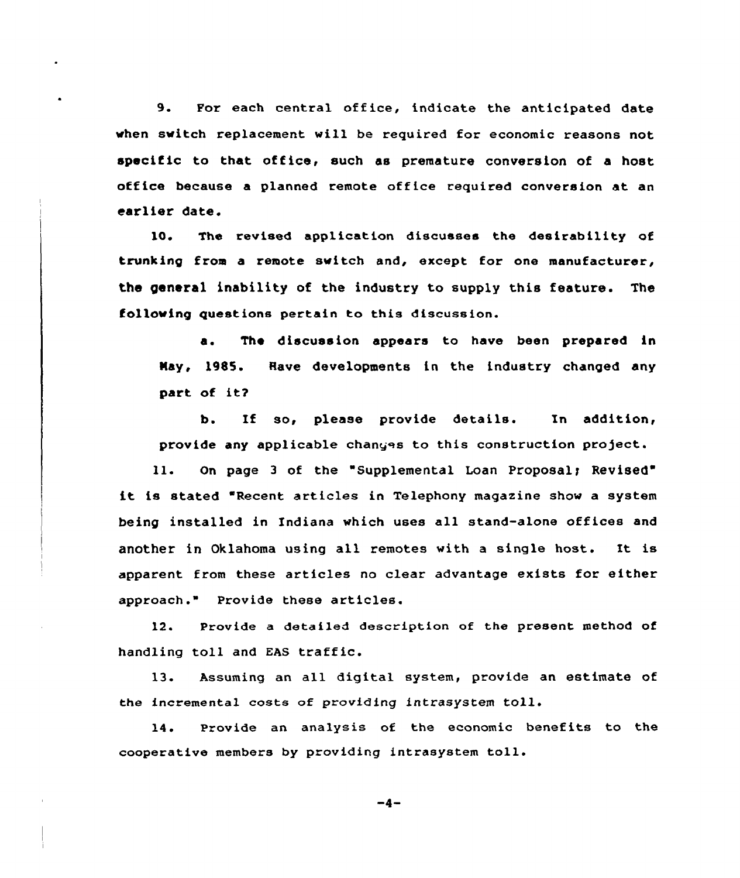9. For each central office, indicate the anticipated date when switch replacement will be required for economic reasons not specific to that office, such as premature conversion of a host office because a planned remote office required conversion at an earlier date.

10. The revised application discusses the desirability of trunking from a remote switch and, except for one manufacturer, the general inability of the industry to supply this feature. The following questions pertain to this discussion.

a. The discussion appears to have been prepared in May, 1985. Have developments in the industry changed any part of it?

b. If so, please provide details. In addition, provide any applicable changes to this construction project.

11. On page 3 of the "Supplemental Loan Proposal; Revised" it is stated "Recent articles in Telephony magazine show a system being installed in Indiana which uses all stand-alone offices and another in Oklahoma using all remotes with a single host. It is apparent from these articles no clear advantage exists for either approach." Provide these articles.

12. Provide a detailed description of the present method of handling toll and EAS traffic.

13. Assuming an all digital system, provide an estimate of the incremental costs of providing intrasystem toll.

14. Provide an analysis of the economic benefits to the cooperative members by providing intrasystem toll.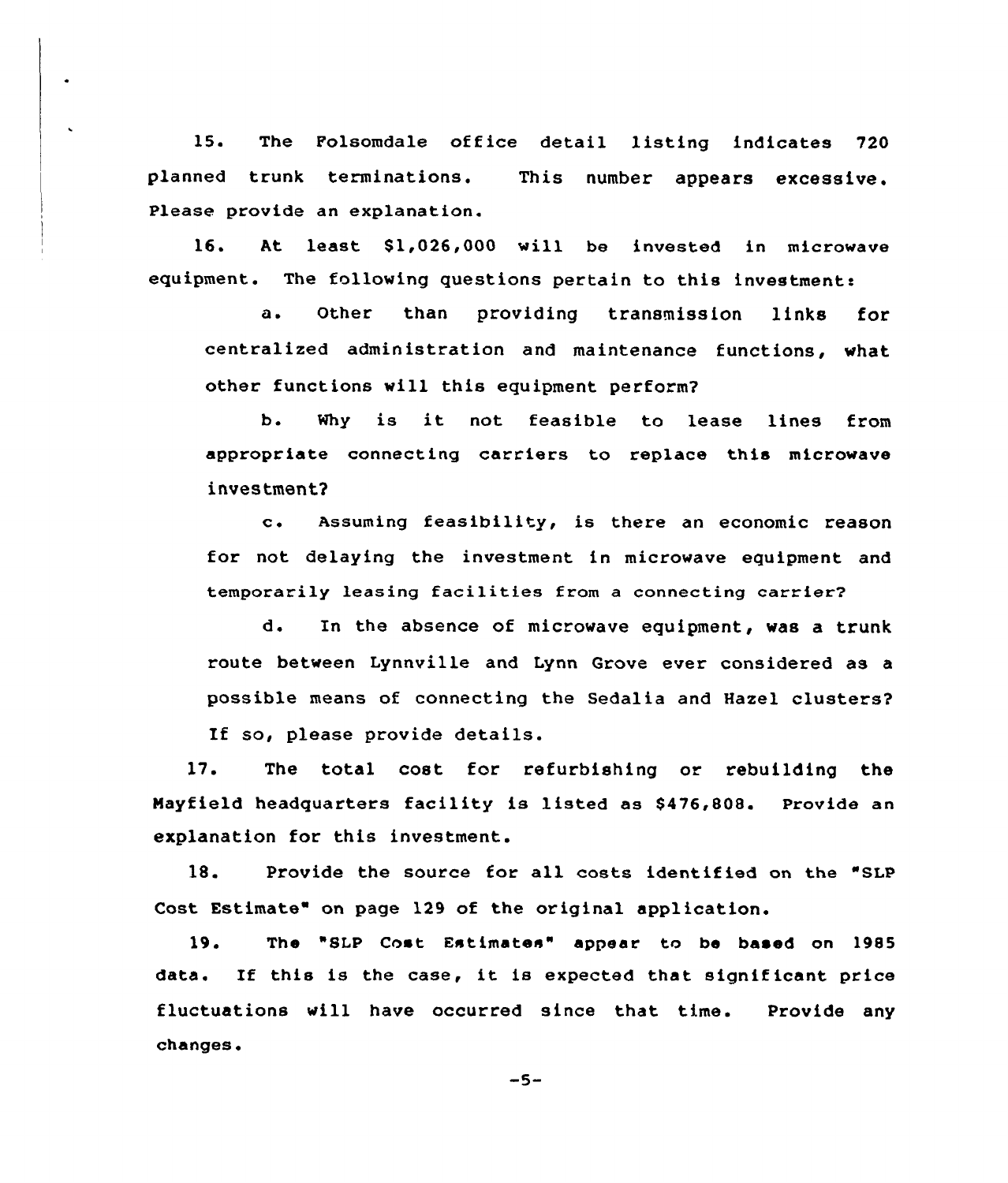15. The Folsomdale office detail listing indicates 720 planned trunk terminations. This number appears excessive. Please provide an explanation.

16. At least $1,026,000 will be invested in microwave equipment. The following questions pertain to this investment:

a. Other than providing transmission links for centralized administration and maintenance functions, what other functions will this equipment perform?

b. Why is it not feasible to lease lines from appropriate connecting carriers to replace this microwave investment?

c. Assuming feasibility, is there an economic reason for not delaying the investment in microwave equipment and temporarily leasing facilities from a connecting carrier?

d. In the absence of microwave equipment, was a trunk route between Lynnville and Lynn Grove ever considered as a possible means of connecting the Sedalia and Hazel clusters? If so, please provide details.

17. The total cost for refurbishing or rebuilding the Mayfield headquarters facility is listed as $476,808. Provide an explanation for this investment.

18. Provide the source for all costs identified on the "SLP Cost Estimate" on page 129 of the original application.

19. The "SLP Cost Estimates" appear to be based on 1985 data. If this is the case, it is expected that significant price fluctuations will have occurred since that time. Provide any changes.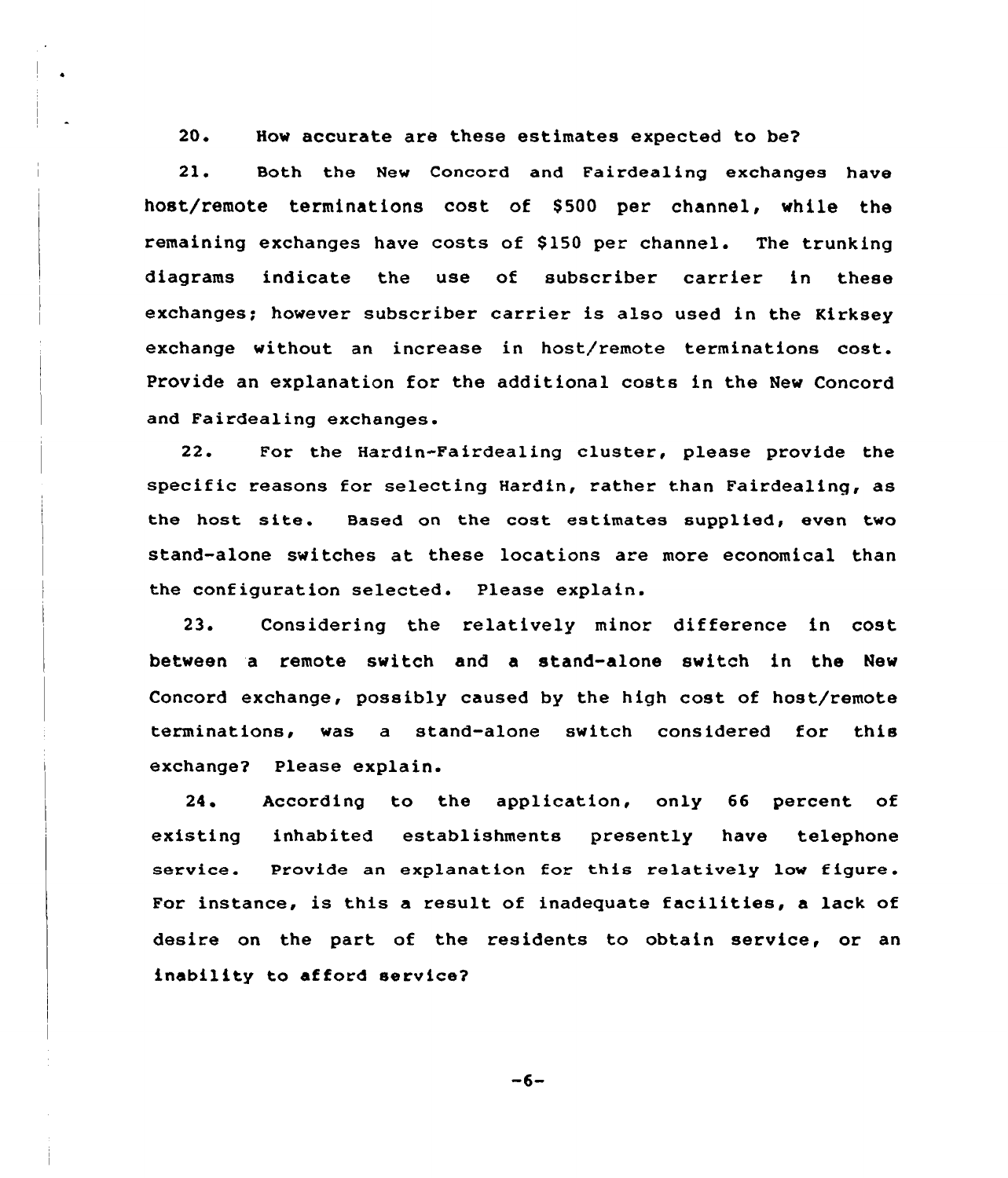20. How accurate are these estimates expected to be?

21. Both the New Concord and Fairdealing exchanges have host/remote terminations cost of $500 per channel, while the remaining exchanges have costs of $150 per channel. The trunking diagrams indicate the use of subscriber carrier in these exchanges; however subscriber carrier is also used in the Kirksey exchange without an increase in host/remote terminations cost. Provide an explanation for the additional costs in the New Concord and Fairdealing exchanges.

22. For the Hardin-Fairdealing cluster, please provide the specific reasons for selecting Hardin, rather than Fairdealing, as the host site. Based on the cost estimates supplied, even two stand-alone switches at these locations are more economical than the configuration selected. Please explain.

23. Considering the relatively minor difference in cost between a remote switch and a stand-alone switch in the New Concord exchange, possibly caused by the high cost of host/remote terminations, was a stand-alone switch considered for this exchange? Please explain.

24. According to the application, only 66 percent of existing inhabited establishments presently have telephone service. Provide an explanation for this relatively low figure. For instance, is this a result of inadequate facilities, a lack of desire on the part of the residents to obtain service, or an inability to afford service?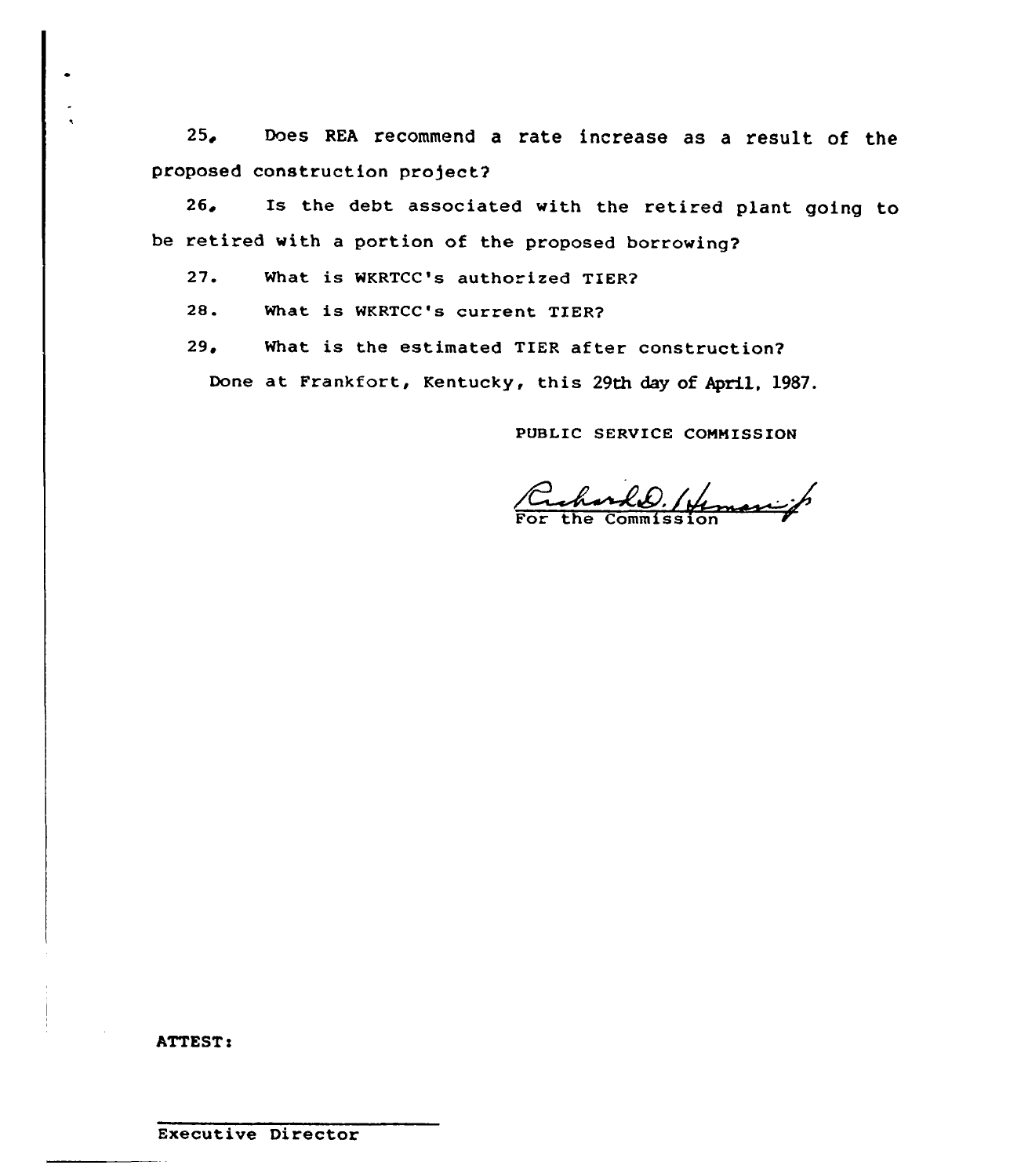25. Does REA recommend a rate increase as a result of the proposed construction project?

26. Is the debt associated with the retired plant going to be retired with a portion of the proposed borrowing?

27. What is WKRTCC's authorized TIER?

28. What is WKRTCC's current TIER?

29. What is the estimated TIER after construction?

Done at Frankfort, Kentucky, this 29th day of April, 1987.

PUBLIC SERVICE COMMISSION

For the Commission

ATTEST:

Executive Director